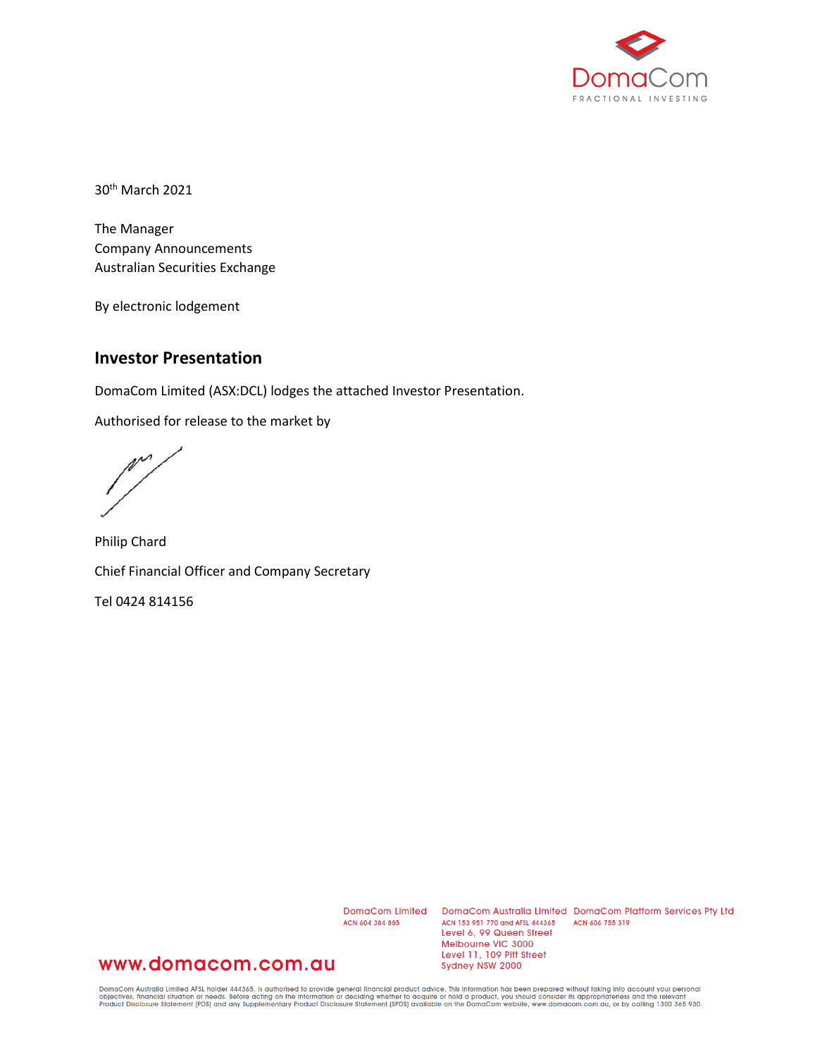DomaCom

FRACTIONAL INVESTING

30th March 2021

The Manager
Company Announcements
Australian Securities Exchange

By electronic lodgement

## Investor Presentation

DomaCom Limited (ASX:DCL) lodges the attached Investor Presentation.

Authorised for release to the market by

Philip Chard

Chief Financial Officer and Company Secretary

Tel 0424 814156

www.domacom.com.au

DomaCom Limited
ACN 604 384 885

DomaCom Australia Limited
ACN 153 951 770 and AFSL 444365
Level 6, 99 Queen Street
Melbourne VIC 3000
Level 11, 109 Pitt Street
Sydney NSW 2000

DomaCom Platform Services Pty Ltd
ACN 606 755 319

DomaCom Australia Limited AFSL holder 444365, is authorised to provide general financial product advice. This information has been prepared without taking into account your personal objectives, financial situation or needs. Before acting on the information or deciding whether to acquire or hold a product, you should consider its appropriateness and the relevant Product Disclosure Statement (PDS) and any Supplementary Product Disclosure Statement (SPDS) available on the DomaCom website, www.domacom.com.au, or by calling 1300 365 930.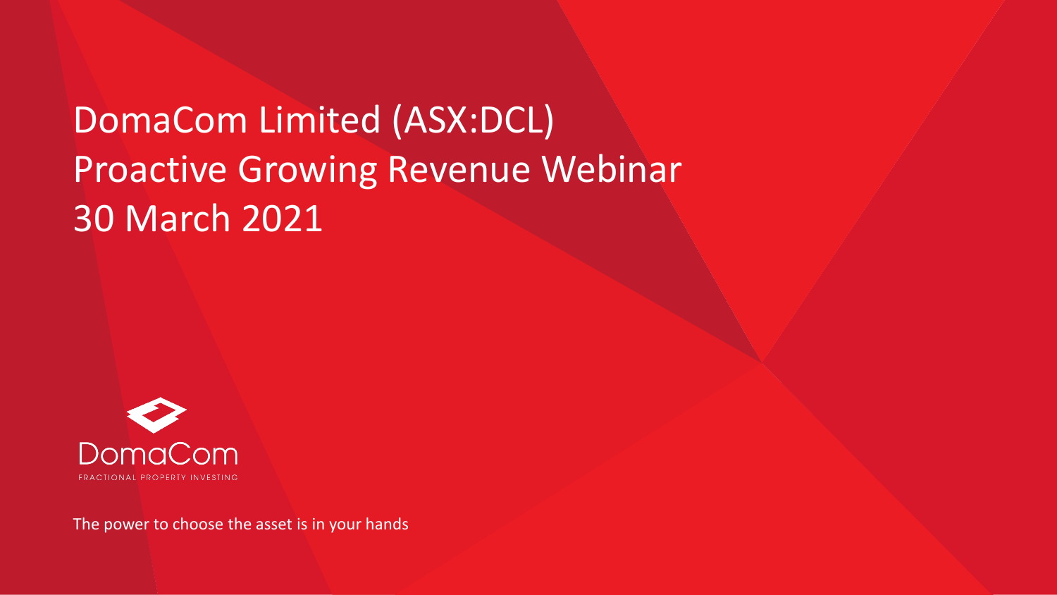# DomaCom Limited (ASX:DCL)
# Proactive Growing Revenue Webinar
# 30 March 2021

DomaCom

FRACTIONAL PROPERTY INVESTING

The power to choose the asset is in your hands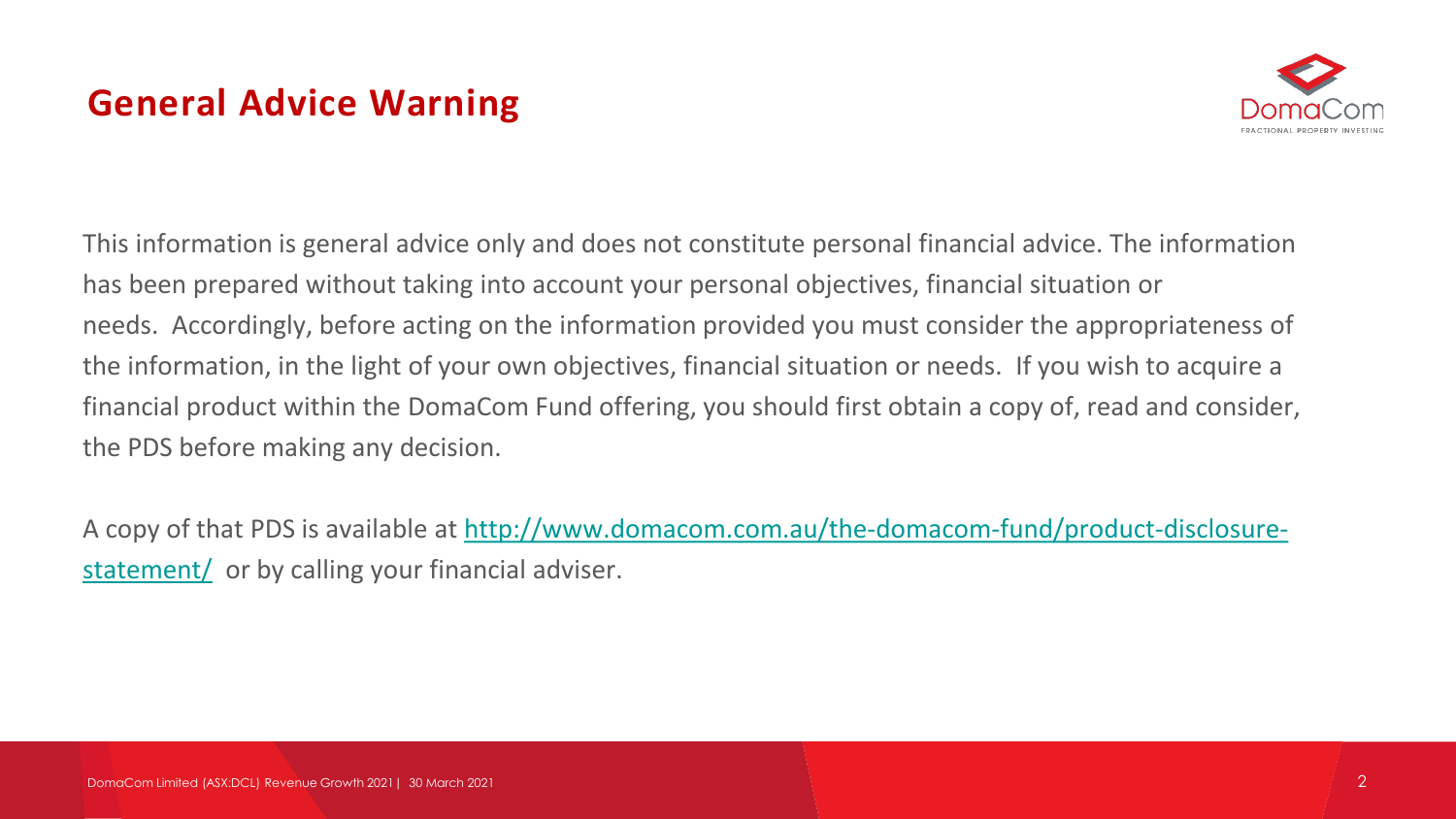## General Advice Warning

This information is general advice only and does not constitute personal financial advice. The information has been prepared without taking into account your personal objectives, financial situation or needs. Accordingly, before acting on the information provided you must consider the appropriateness of the information, in the light of your own objectives, financial situation or needs. If you wish to acquire a financial product within the DomaCom Fund offering, you should first obtain a copy of, read and consider, the PDS before making any decision.

A copy of that PDS is available at [http://www.domacom.com.au/the-domacom-fund/product-disclosure-statement/](http://www.domacom.com.au/the-domacom-fund/product-disclosure-statement/) or by calling your financial adviser.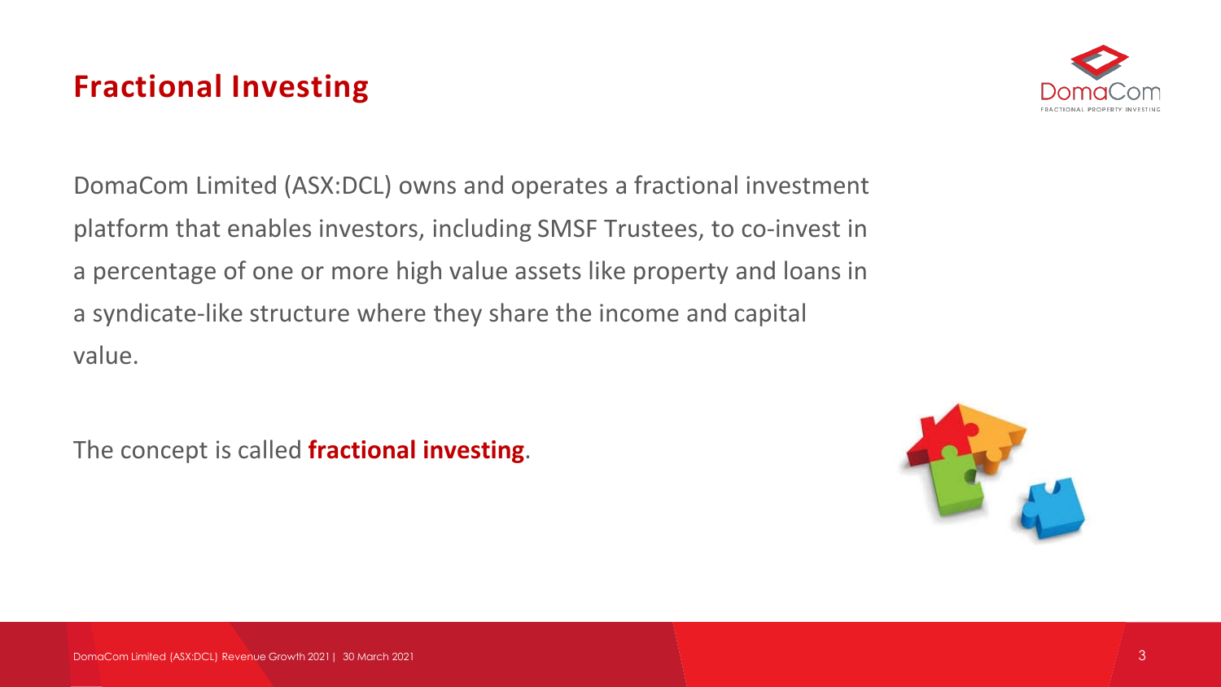# Fractional Investing

DomaCom Limited (ASX:DCL) owns and operates a fractional investment platform that enables investors, including SMSF Trustees, to co-invest in a percentage of one or more high value assets like property and loans in a syndicate-like structure where they share the income and capital value.

The concept is called **fractional investing**.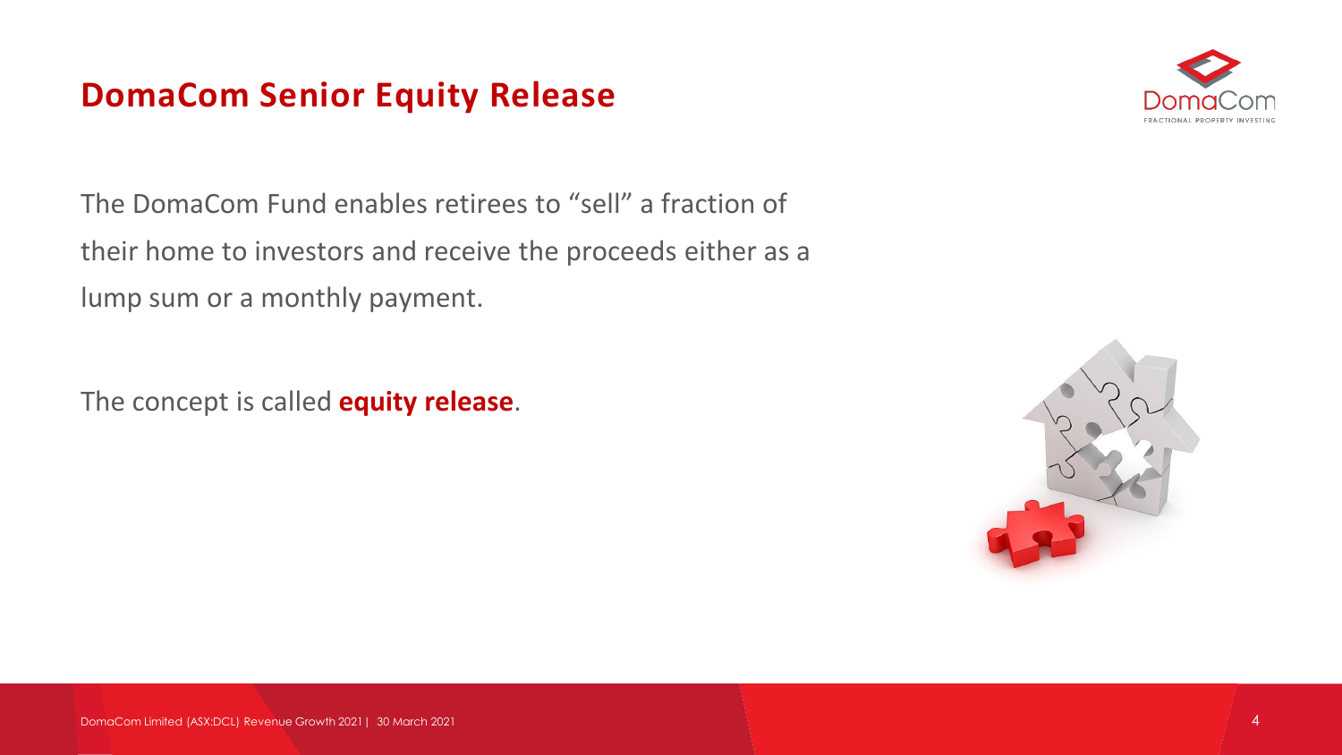# DomaCom Senior Equity Release

The DomaCom Fund enables retirees to “sell” a fraction of their home to investors and receive the proceeds either as a lump sum or a monthly payment.

The concept is called **equity release**.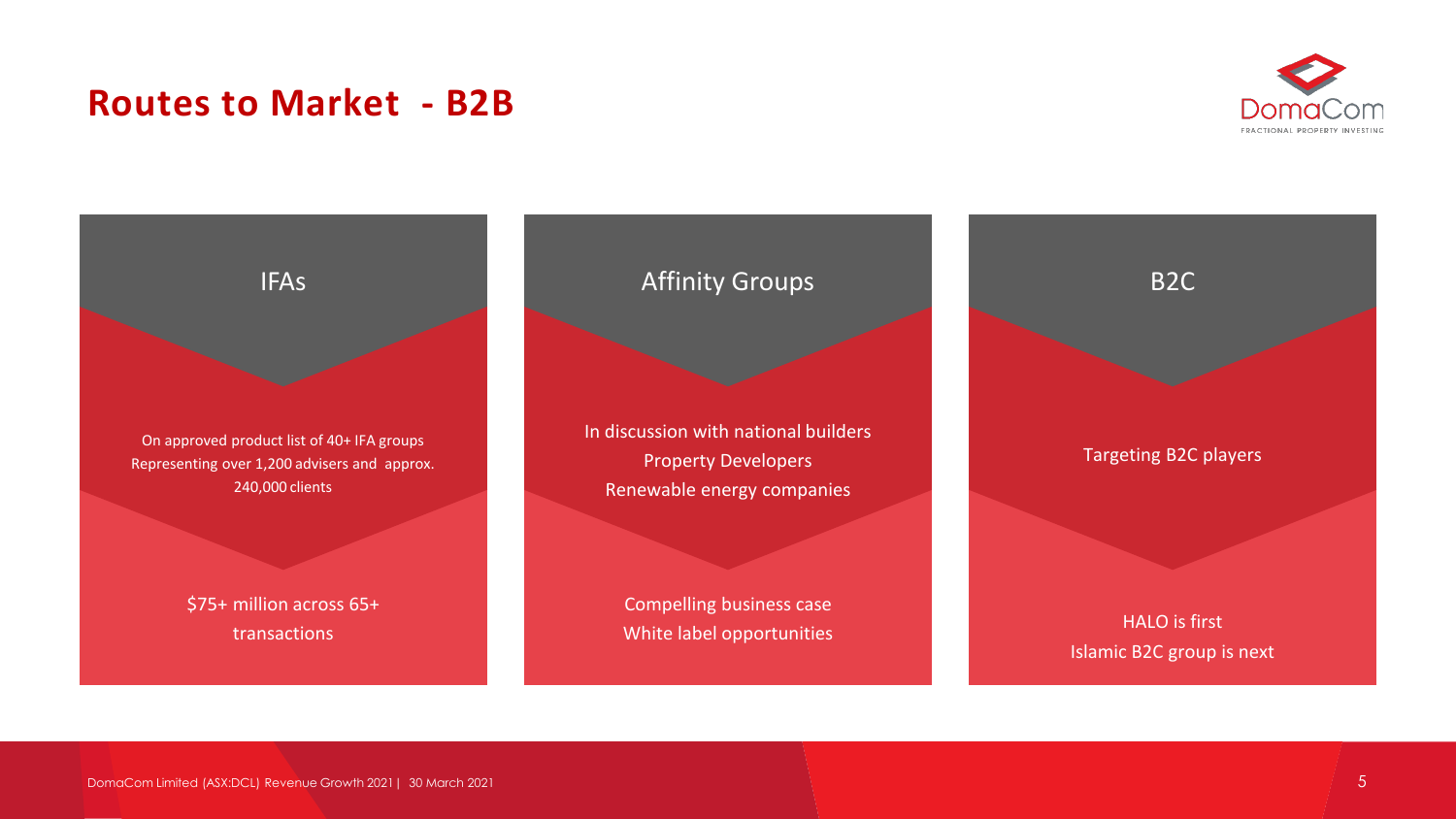# Routes to Market - B2B

### IFAs

On approved product list of 40+ IFA groups
Representing over 1,200 advisers and approx. 240,000 clients

$75+ million across 65+ transactions

### Affinity Groups

In discussion with national builders
Property Developers
Renewable energy companies

Compelling business case
White label opportunities

### B2C

Targeting B2C players

HALO is first
Islamic B2C group is next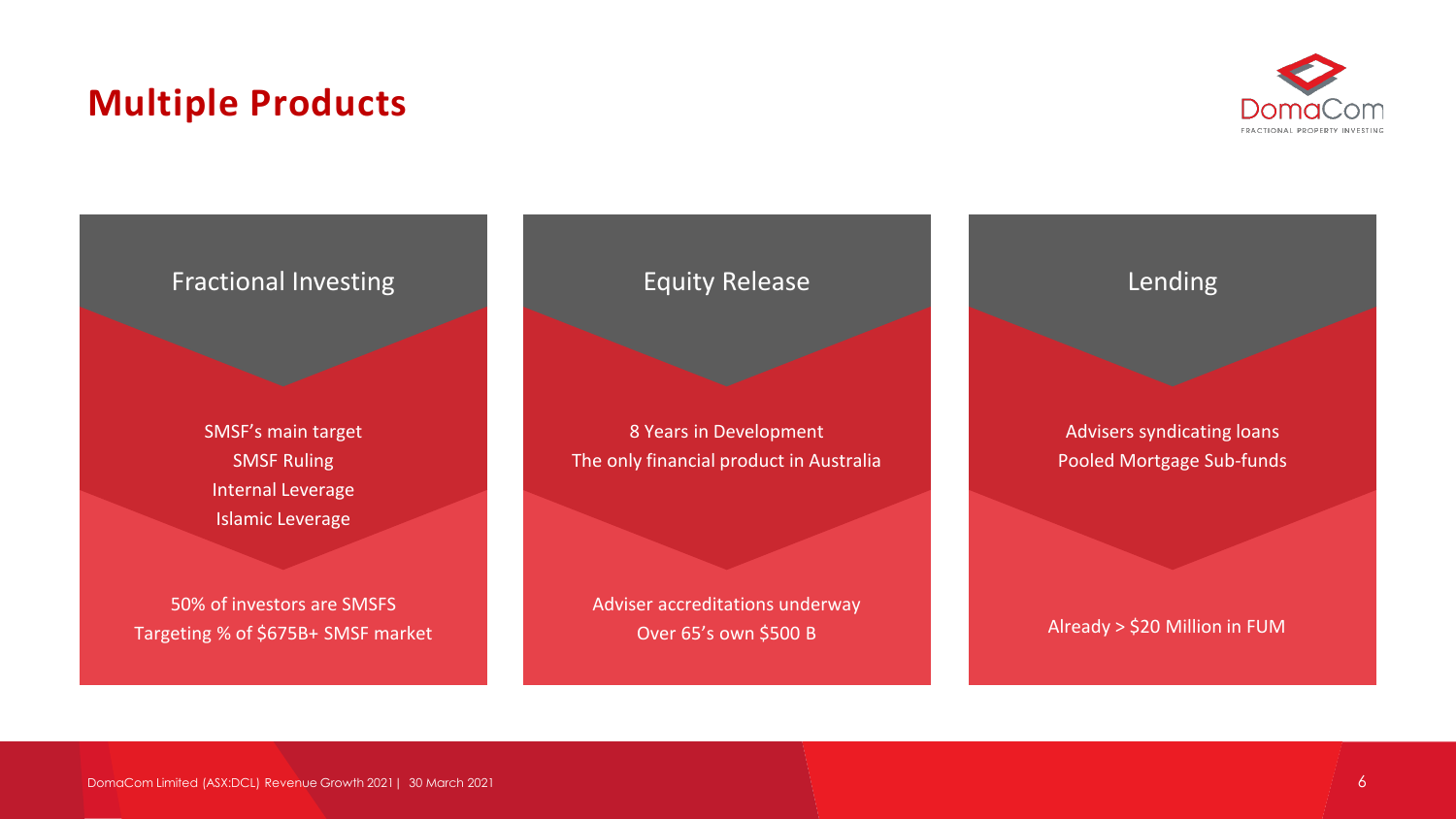# Multiple Products

## Fractional Investing

SMSF's main target
SMSF Ruling
Internal Leverage
Islamic Leverage

50% of investors are SMSFS
Targeting % of $675B+ SMSF market

## Equity Release

8 Years in Development
The only financial product in Australia

Adviser accreditations underway
Over 65's own $500 B

## Lending

Advisers syndicating loans
Pooled Mortgage Sub-funds

Already > $20 Million in FUM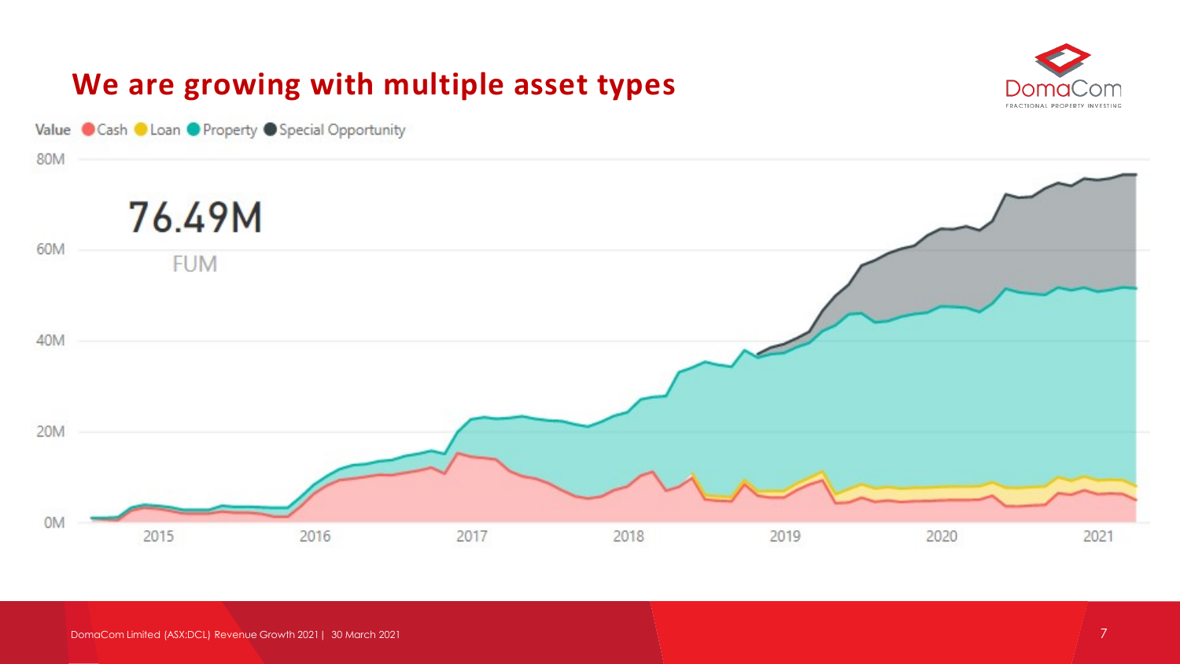# We are growing with multiple asset types

Value ● Cash ● Loan ● Property ● Special Opportunity

76.49M

FUM

80M
60M
40M
20M
0M

2015 2016 2017 2018 2019 2020 2021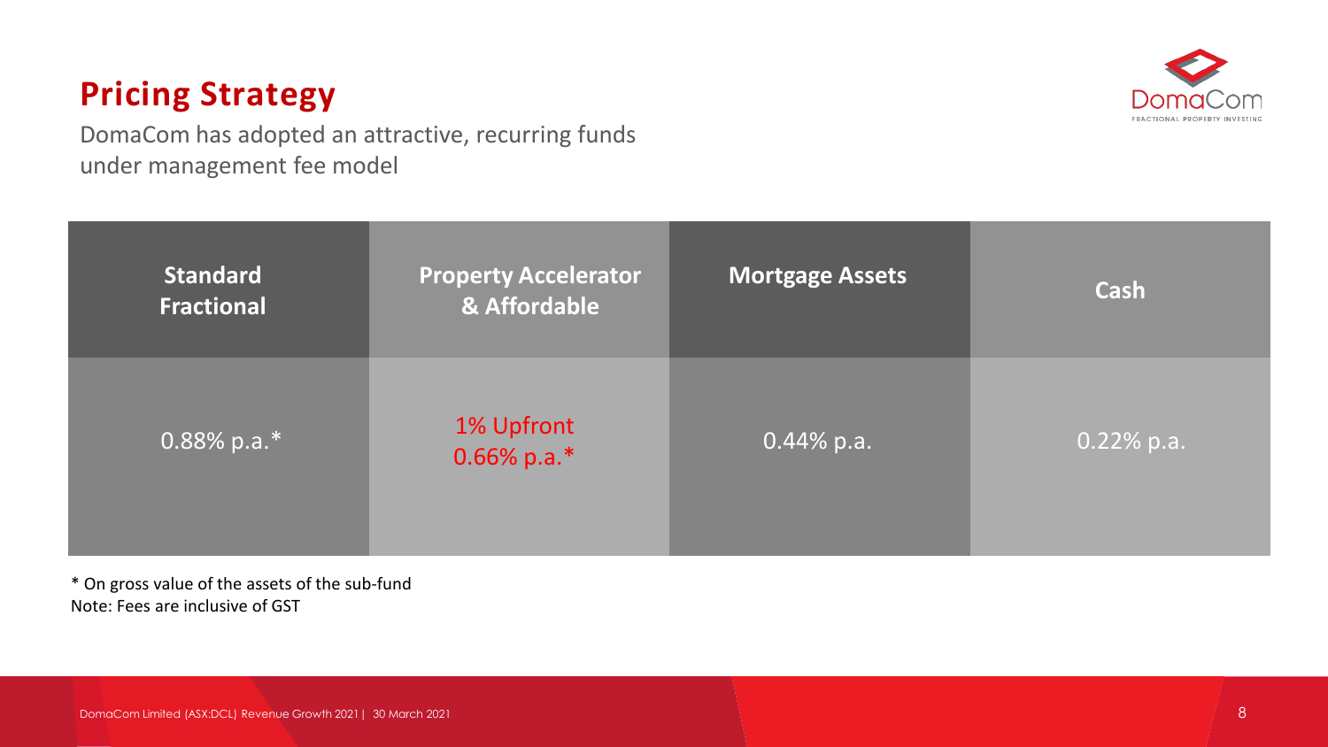# Pricing Strategy

DomaCom has adopted an attractive, recurring funds under management fee model

| Standard Fractional | Property Accelerator & Affordable | Mortgage Assets | Cash |
|---|---|---|---|
| 0.88% p.a.* | 1% Upfront 0.66% p.a.* | 0.44% p.a. | 0.22% p.a. |

* On gross value of the assets of the sub-fund

Note: Fees are inclusive of GST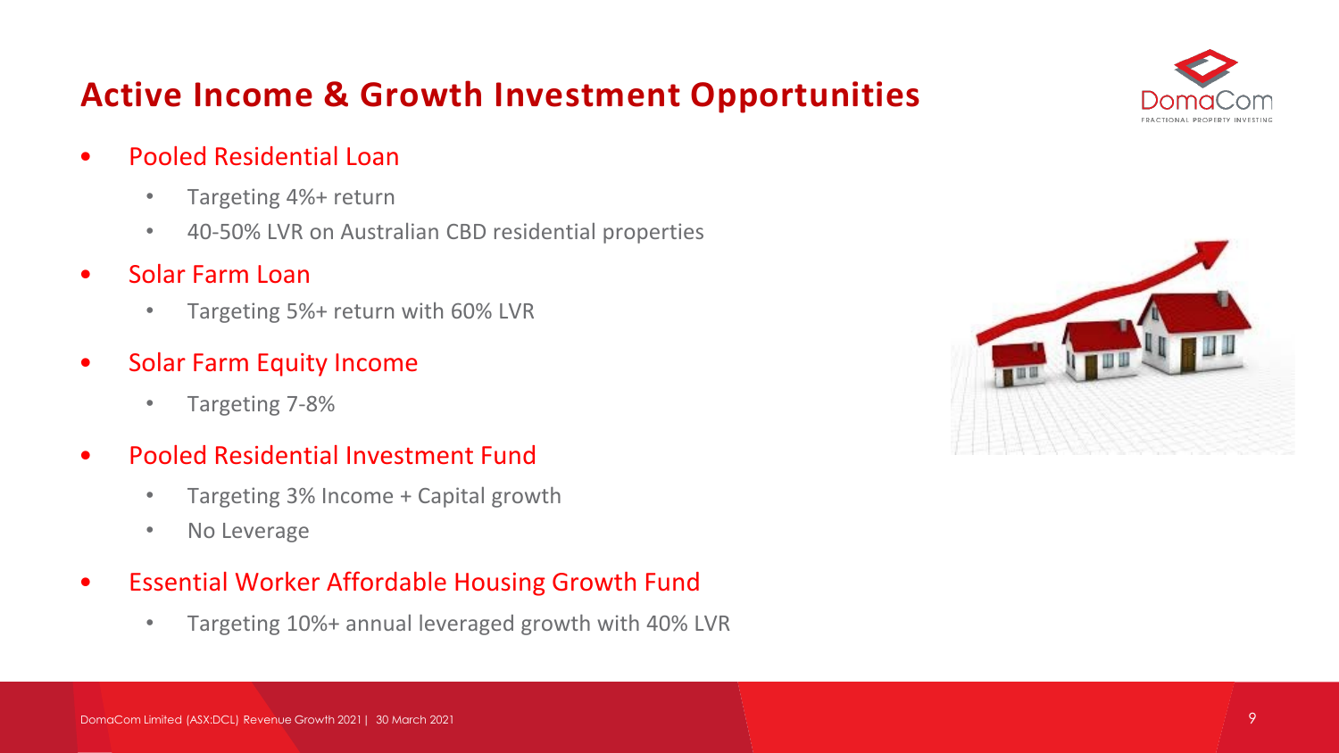# Active Income & Growth Investment Opportunities

- Pooled Residential Loan
  - Targeting 4%+ return
  - 40-50% LVR on Australian CBD residential properties
- Solar Farm Loan
  - Targeting 5%+ return with 60% LVR
- Solar Farm Equity Income
  - Targeting 7-8%
- Pooled Residential Investment Fund
  - Targeting 3% Income + Capital growth
  - No Leverage
- Essential Worker Affordable Housing Growth Fund
  - Targeting 10%+ annual leveraged growth with 40% LVR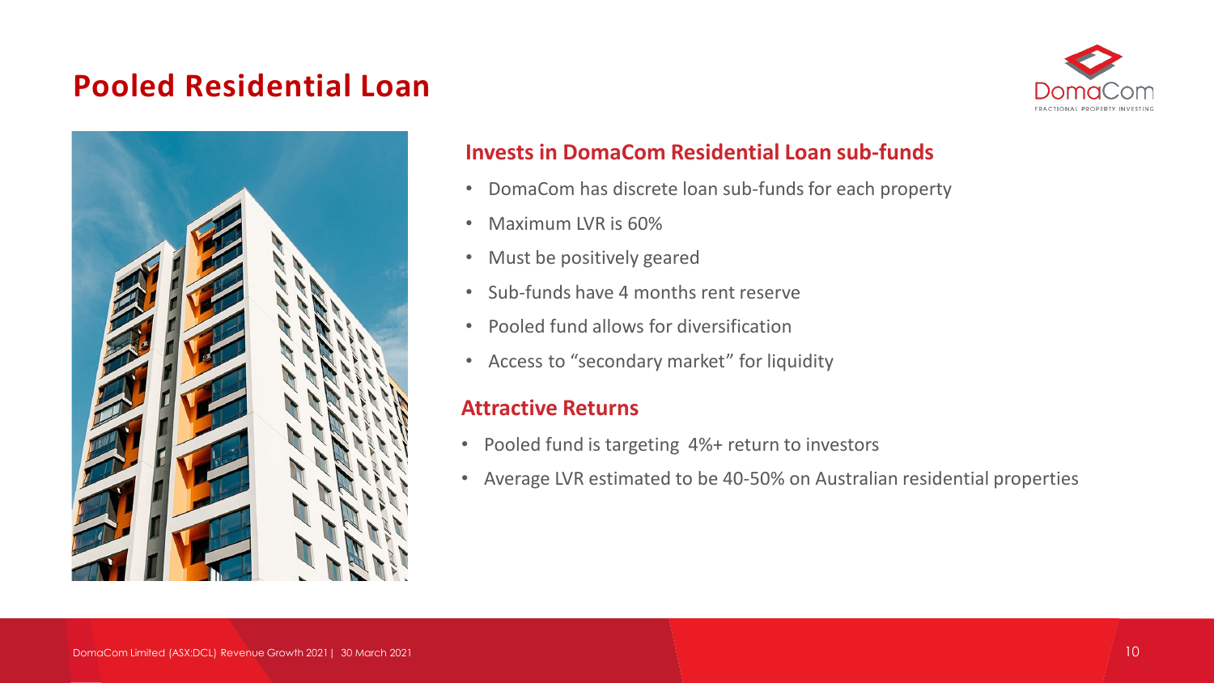# Pooled Residential Loan

## Invests in DomaCom Residential Loan sub-funds

- DomaCom has discrete loan sub-funds for each property
- Maximum LVR is 60%
- Must be positively geared
- Sub-funds have 4 months rent reserve
- Pooled fund allows for diversification
- Access to "secondary market" for liquidity

## Attractive Returns

- Pooled fund is targeting 4%+ return to investors
- Average LVR estimated to be 40-50% on Australian residential properties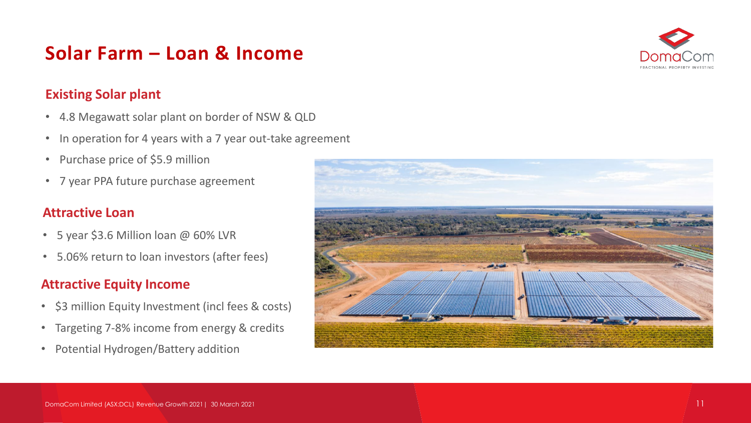# Solar Farm – Loan & Income

## Existing Solar plant

- 4.8 Megawatt solar plant on border of NSW & QLD
- In operation for 4 years with a 7 year out-take agreement
- Purchase price of $5.9 million
- 7 year PPA future purchase agreement

## Attractive Loan

- 5 year $3.6 Million loan @ 60% LVR
- 5.06% return to loan investors (after fees)

## Attractive Equity Income

- $3 million Equity Investment (incl fees & costs)
- Targeting 7-8% income from energy & credits
- Potential Hydrogen/Battery addition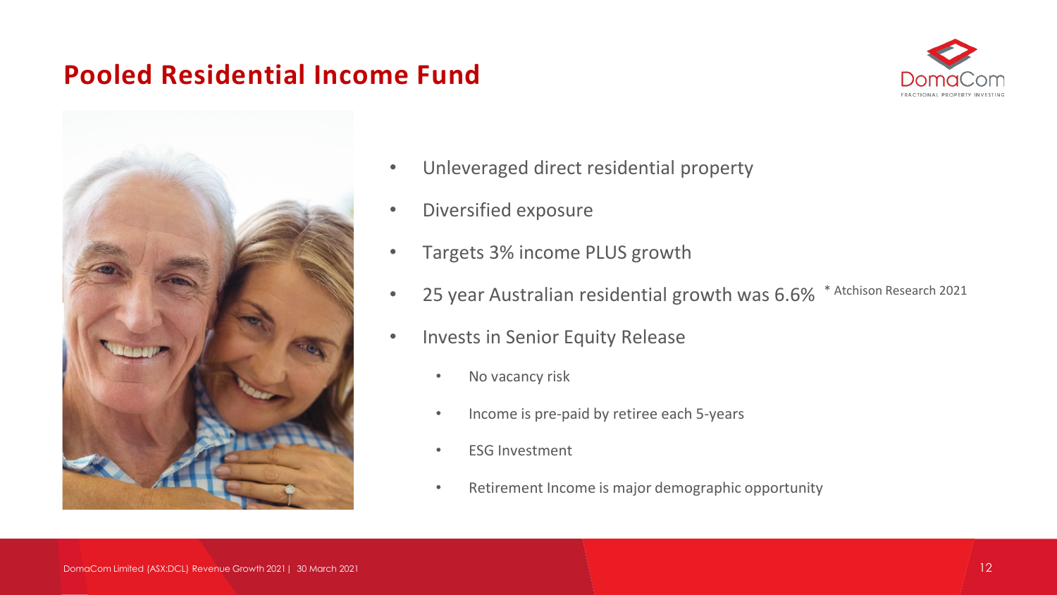# Pooled Residential Income Fund

- Unleveraged direct residential property
- Diversified exposure
- Targets 3% income PLUS growth
- 25 year Australian residential growth was 6.6% * Atchison Research 2021
- Invests in Senior Equity Release
  - No vacancy risk
  - Income is pre-paid by retiree each 5-years
  - ESG Investment
  - Retirement Income is major demographic opportunity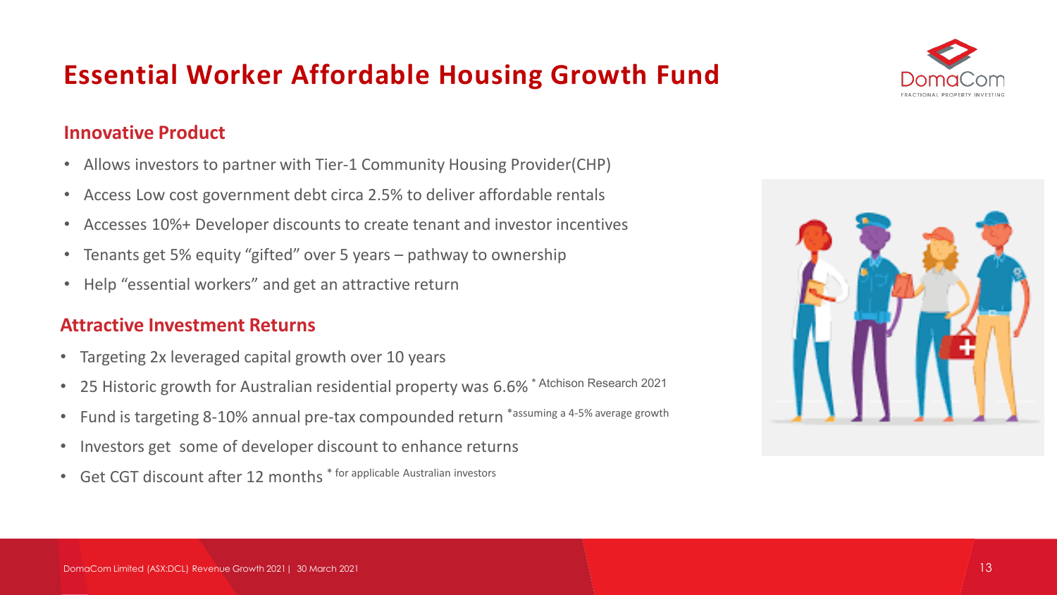# Essential Worker Affordable Housing Growth Fund

## Innovative Product

- Allows investors to partner with Tier-1 Community Housing Provider(CHP)
- Access Low cost government debt circa 2.5% to deliver affordable rentals
- Accesses 10%+ Developer discounts to create tenant and investor incentives
- Tenants get 5% equity "gifted" over 5 years – pathway to ownership
- Help "essential workers" and get an attractive return

## Attractive Investment Returns

- Targeting 2x leveraged capital growth over 10 years
- 25 Historic growth for Australian residential property was 6.6% * Atchison Research 2021
- Fund is targeting 8-10% annual pre-tax compounded return *assuming a 4-5% average growth
- Investors get some of developer discount to enhance returns
- Get CGT discount after 12 months * for applicable Australian investors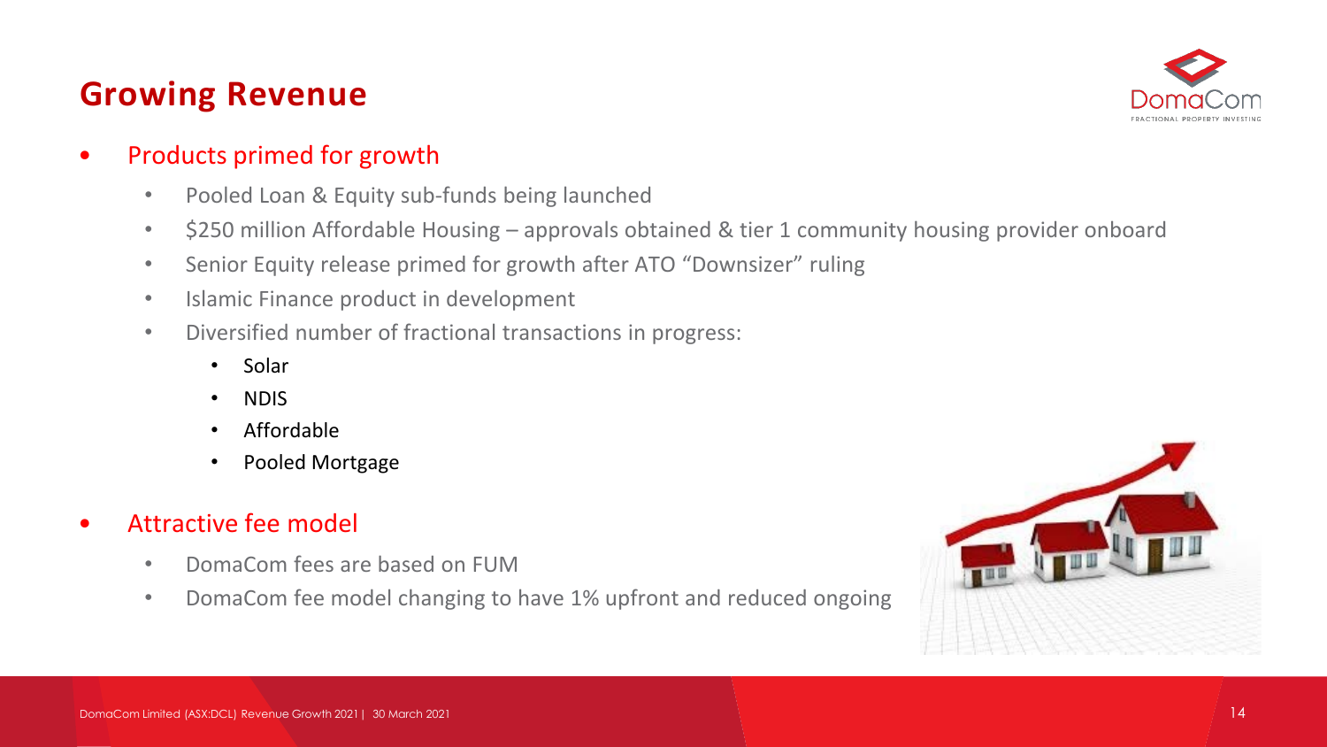## Growing Revenue

- Products primed for growth
  - Pooled Loan & Equity sub-funds being launched
  - $250 million Affordable Housing – approvals obtained & tier 1 community housing provider onboard
  - Senior Equity release primed for growth after ATO "Downsizer" ruling
  - Islamic Finance product in development
  - Diversified number of fractional transactions in progress:
    - Solar
    - NDIS
    - Affordable
    - Pooled Mortgage
- Attractive fee model
  - DomaCom fees are based on FUM
  - DomaCom fee model changing to have 1% upfront and reduced ongoing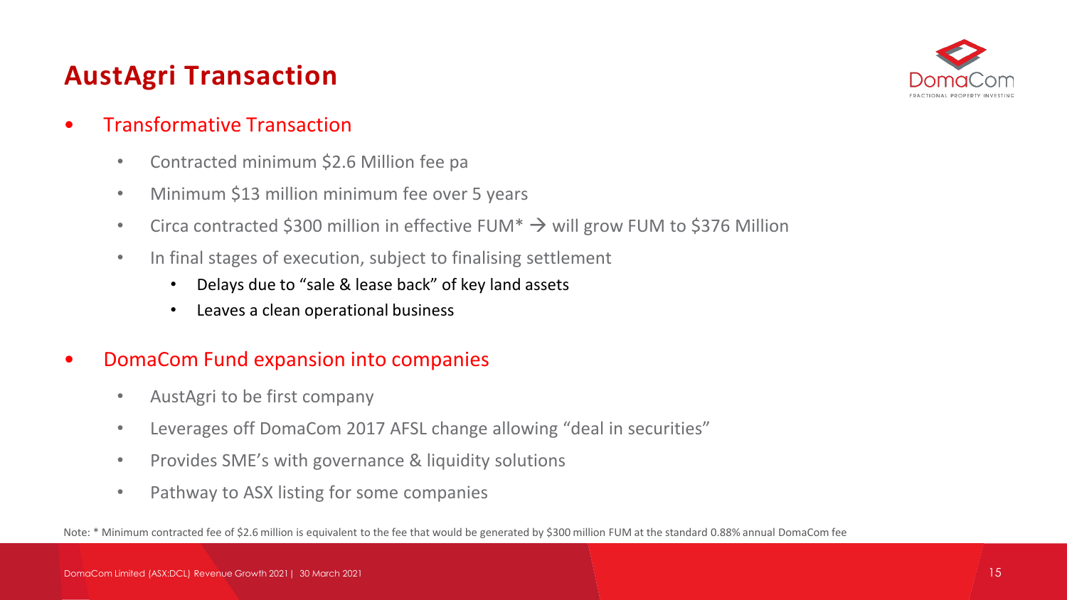# AustAgri Transaction

- Transformative Transaction
  - Contracted minimum $2.6 Million fee pa
  - Minimum $13 million minimum fee over 5 years
  - Circa contracted $300 million in effective FUM* → will grow FUM to $376 Million
  - In final stages of execution, subject to finalising settlement
    - Delays due to "sale & lease back" of key land assets
    - Leaves a clean operational business
- DomaCom Fund expansion into companies
  - AustAgri to be first company
  - Leverages off DomaCom 2017 AFSL change allowing "deal in securities"
  - Provides SME's with governance & liquidity solutions
  - Pathway to ASX listing for some companies

Note: * Minimum contracted fee of $2.6 million is equivalent to the fee that would be generated by $300 million FUM at the standard 0.88% annual DomaCom fee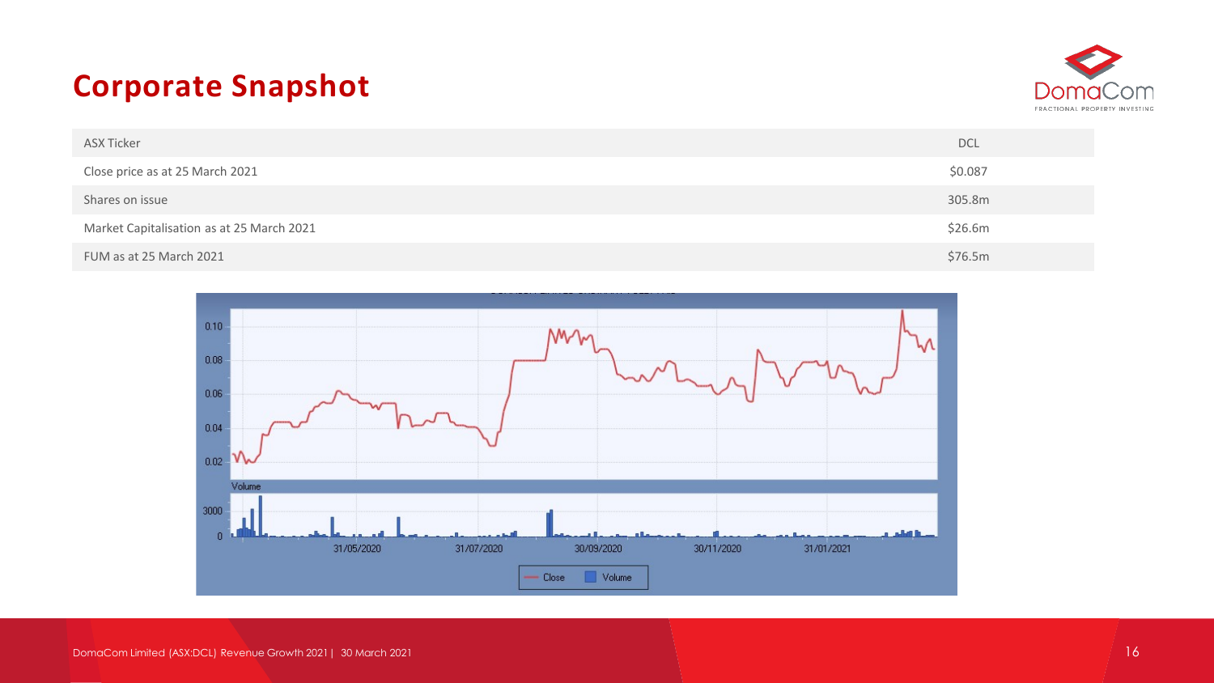# Corporate Snapshot

| | |
|---|---|
| ASX Ticker | DCL |
| Close price as at 25 March 2021 | $0.087 |
| Shares on issue | 305.8m |
| Market Capitalisation as at 25 March 2021 | $26.6m |
| FUM as at 25 March 2021 | $76.5m |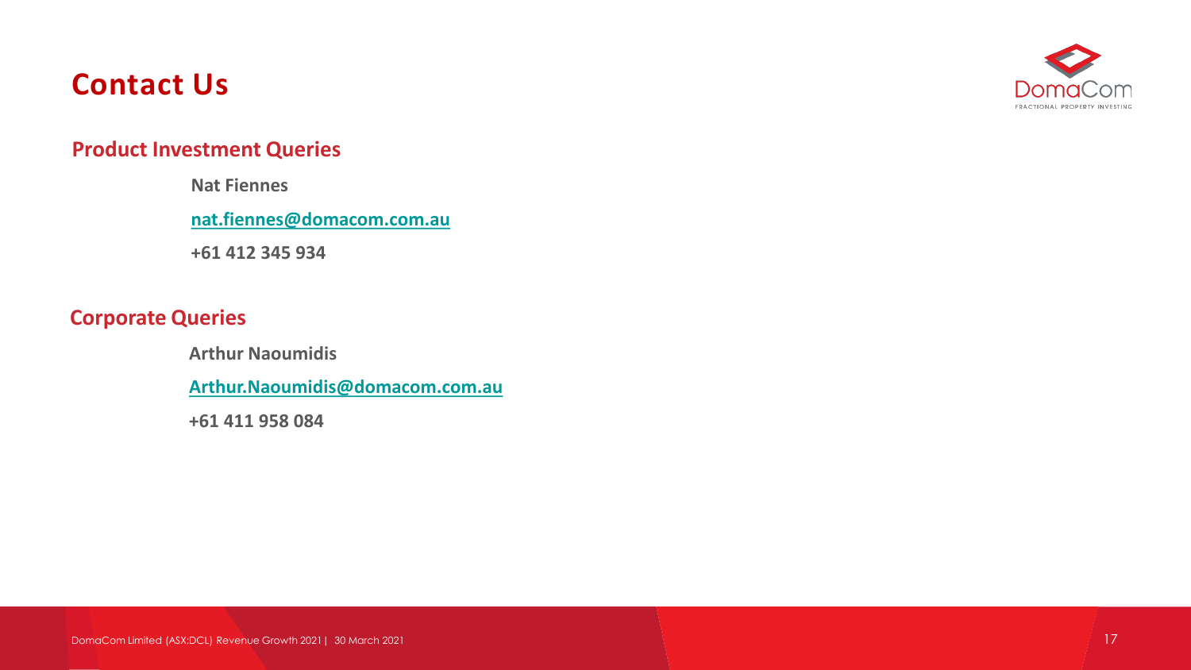# Contact Us

## Product Investment Queries

**Nat Fiennes**

**nat.fiennes@domacom.com.au**

**+61 412 345 934**

## Corporate Queries

**Arthur Naoumidis**

**Arthur.Naoumidis@domacom.com.au**

**+61 411 958 084**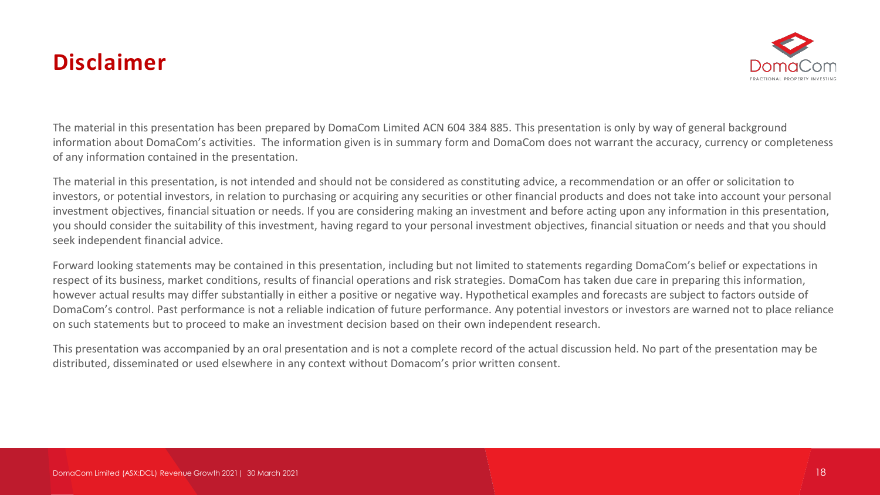# Disclaimer

The material in this presentation has been prepared by DomaCom Limited ACN 604 384 885. This presentation is only by way of general background information about DomaCom's activities. The information given is in summary form and DomaCom does not warrant the accuracy, currency or completeness of any information contained in the presentation.

The material in this presentation, is not intended and should not be considered as constituting advice, a recommendation or an offer or solicitation to investors, or potential investors, in relation to purchasing or acquiring any securities or other financial products and does not take into account your personal investment objectives, financial situation or needs. If you are considering making an investment and before acting upon any information in this presentation, you should consider the suitability of this investment, having regard to your personal investment objectives, financial situation or needs and that you should seek independent financial advice.

Forward looking statements may be contained in this presentation, including but not limited to statements regarding DomaCom's belief or expectations in respect of its business, market conditions, results of financial operations and risk strategies. DomaCom has taken due care in preparing this information, however actual results may differ substantially in either a positive or negative way. Hypothetical examples and forecasts are subject to factors outside of DomaCom's control. Past performance is not a reliable indication of future performance. Any potential investors or investors are warned not to place reliance on such statements but to proceed to make an investment decision based on their own independent research.

This presentation was accompanied by an oral presentation and is not a complete record of the actual discussion held. No part of the presentation may be distributed, disseminated or used elsewhere in any context without Domacom's prior written consent.